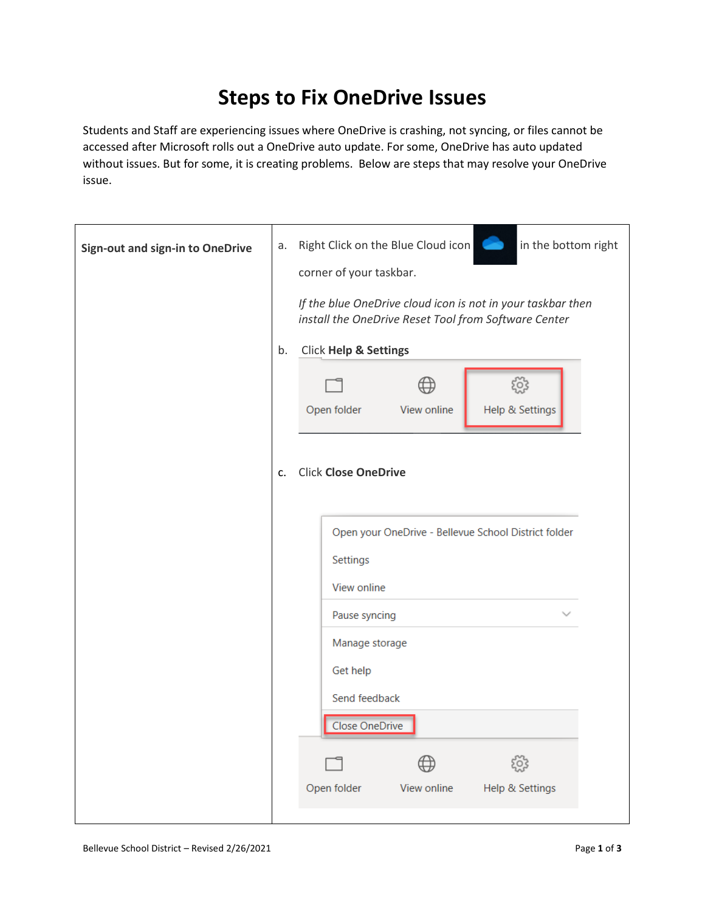# Steps to Fix OneDrive Issues

Students and Staff are experiencing issues where OneDrive is crashing, not syncing, or files cannot be accessed after Microsoft rolls out a OneDrive auto update. For some, OneDrive has auto updated without issues. But for some, it is creating problems. Below are steps that may resolve your OneDrive issue.

| **Sign-out and sign-in to OneDrive** | a. Right Click on the Blue Cloud icon in the bottom right corner of your taskbar.<br><br>*If the blue OneDrive cloud icon is not in your taskbar then install the OneDrive Reset Tool from Software Center*<br><br>b. Click **Help & Settings**<br><br>Open folder · View online · Help & Settings<br><br>c. Click **Close OneDrive**<br><br>Open your OneDrive - Bellevue School District folder<br>Settings<br>View online<br>Pause syncing<br>Manage storage<br>Get help<br>Send feedback<br>Close OneDrive<br><br>Open folder · View online · Help & Settings |
|---|---|

Bellevue School District – Revised 2/26/2021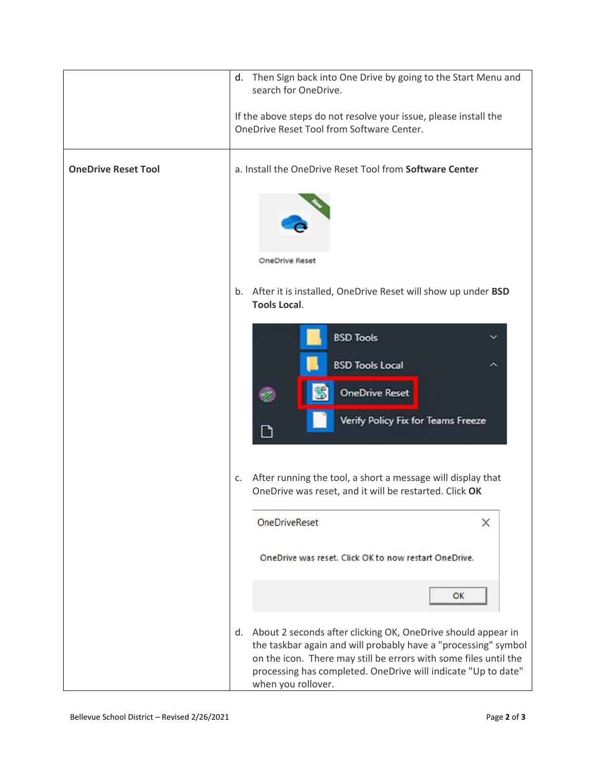| | |
|---|---|
| | d. Then Sign back into One Drive by going to the Start Menu and search for OneDrive.<br><br>If the above steps do not resolve your issue, please install the OneDrive Reset Tool from Software Center. |
| **OneDrive Reset Tool** | a. Install the OneDrive Reset Tool from **Software Center**<br><br>b. After it is installed, OneDrive Reset will show up under **BSD Tools Local**.<br><br>c. After running the tool, a short a message will display that OneDrive was reset, and it will be restarted. Click **OK**<br><br>d. About 2 seconds after clicking OK, OneDrive should appear in the taskbar again and will probably have a "processing" symbol on the icon. There may still be errors with some files until the processing has completed. OneDrive will indicate "Up to date" when you rollover. |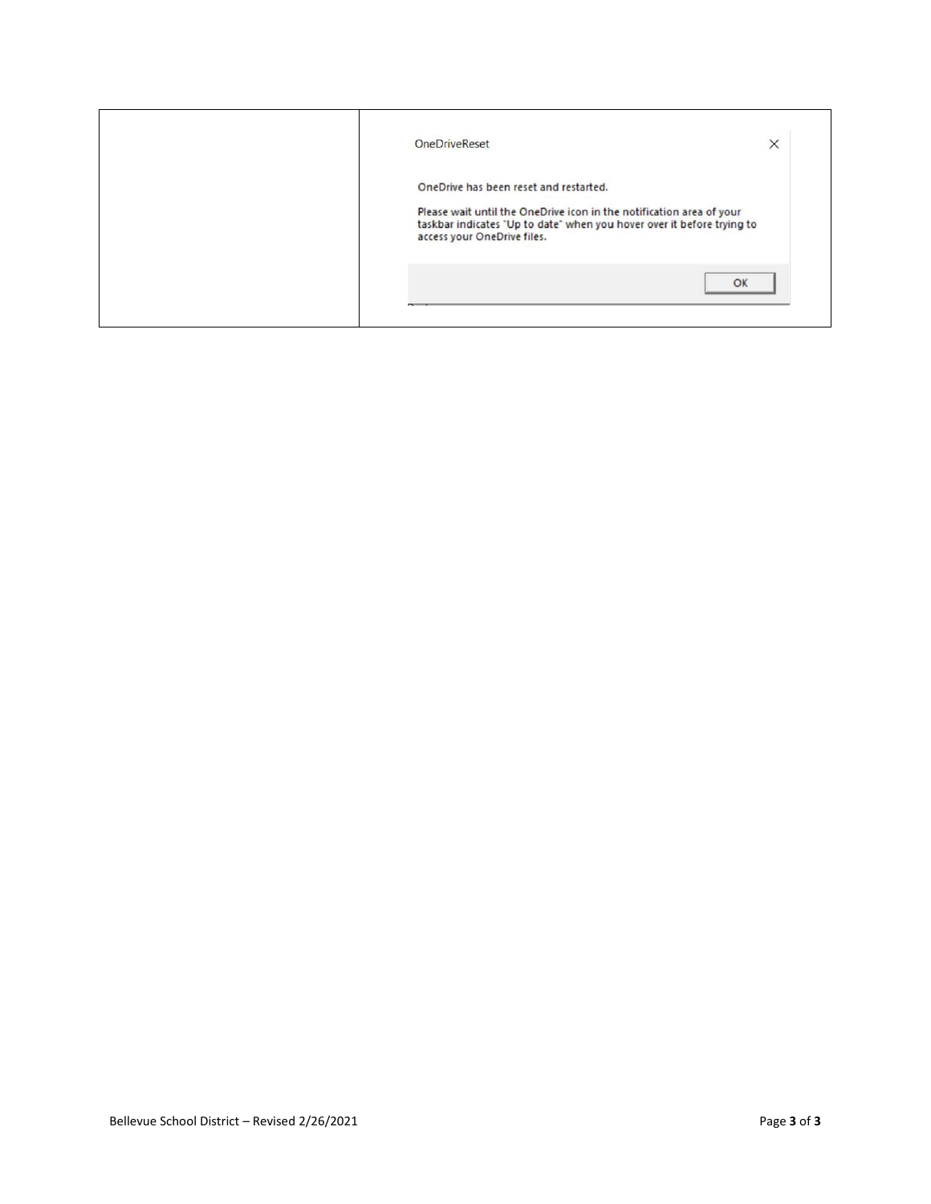| | |
|---|---|
| | OneDriveReset<br><br>OneDrive has been reset and restarted.<br><br>Please wait until the OneDrive icon in the notification area of your taskbar indicates "Up to date" when you hover over it before trying to access your OneDrive files.<br><br>OK |